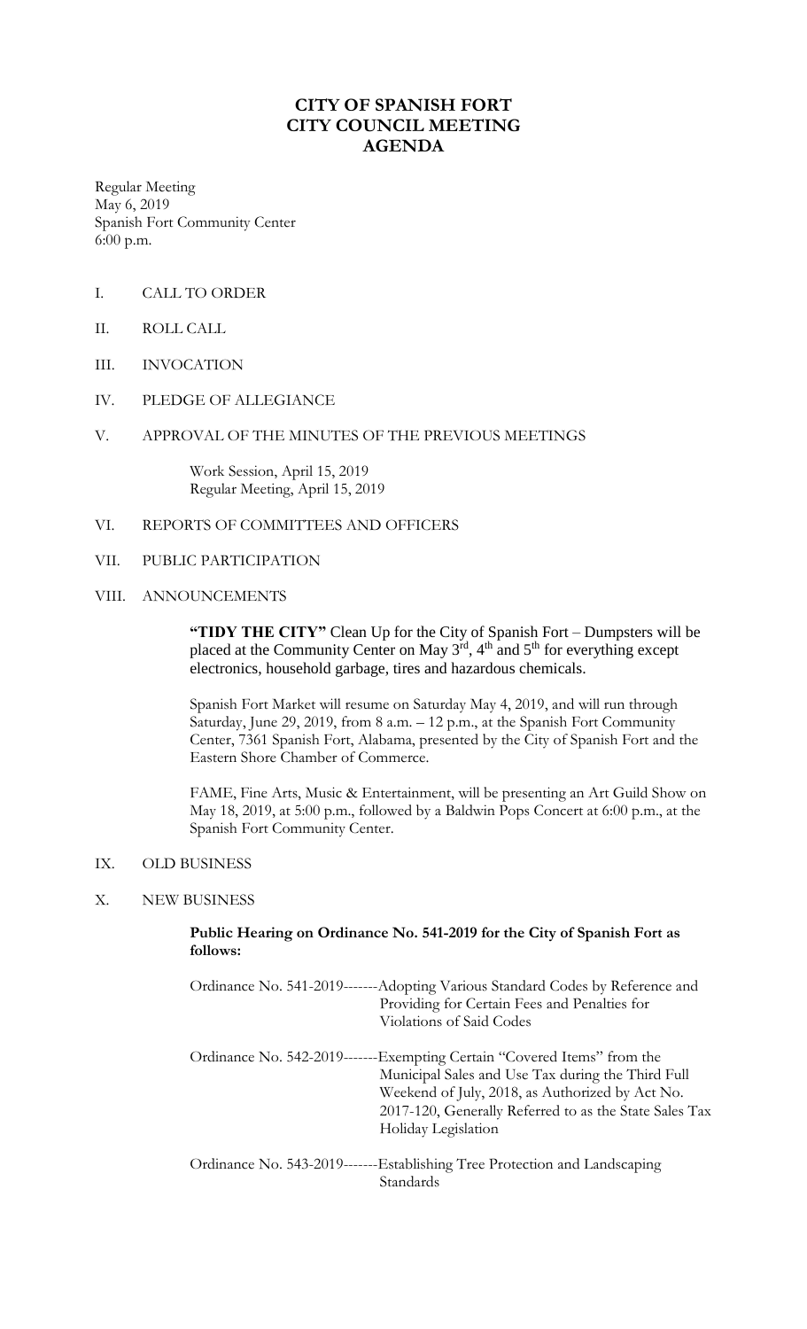# CITY OF SPANISH FORT
# CITY COUNCIL MEETING
# AGENDA

Regular Meeting
May 6, 2019
Spanish Fort Community Center
6:00 p.m.

I. CALL TO ORDER

II. ROLL CALL

III. INVOCATION

IV. PLEDGE OF ALLEGIANCE

V. APPROVAL OF THE MINUTES OF THE PREVIOUS MEETINGS

Work Session, April 15, 2019
Regular Meeting, April 15, 2019

VI. REPORTS OF COMMITTEES AND OFFICERS

VII. PUBLIC PARTICIPATION

VIII. ANNOUNCEMENTS

**"TIDY THE CITY"** Clean Up for the City of Spanish Fort – Dumpsters will be placed at the Community Center on May 3rd, 4th and 5th for everything except electronics, household garbage, tires and hazardous chemicals.

Spanish Fort Market will resume on Saturday May 4, 2019, and will run through Saturday, June 29, 2019, from 8 a.m. – 12 p.m., at the Spanish Fort Community Center, 7361 Spanish Fort, Alabama, presented by the City of Spanish Fort and the Eastern Shore Chamber of Commerce.

FAME, Fine Arts, Music & Entertainment, will be presenting an Art Guild Show on May 18, 2019, at 5:00 p.m., followed by a Baldwin Pops Concert at 6:00 p.m., at the Spanish Fort Community Center.

IX. OLD BUSINESS

X. NEW BUSINESS

**Public Hearing on Ordinance No. 541-2019 for the City of Spanish Fort as follows:**

Ordinance No. 541-2019-------Adopting Various Standard Codes by Reference and Providing for Certain Fees and Penalties for Violations of Said Codes

Ordinance No. 542-2019-------Exempting Certain "Covered Items" from the Municipal Sales and Use Tax during the Third Full Weekend of July, 2018, as Authorized by Act No. 2017-120, Generally Referred to as the State Sales Tax Holiday Legislation

Ordinance No. 543-2019-------Establishing Tree Protection and Landscaping Standards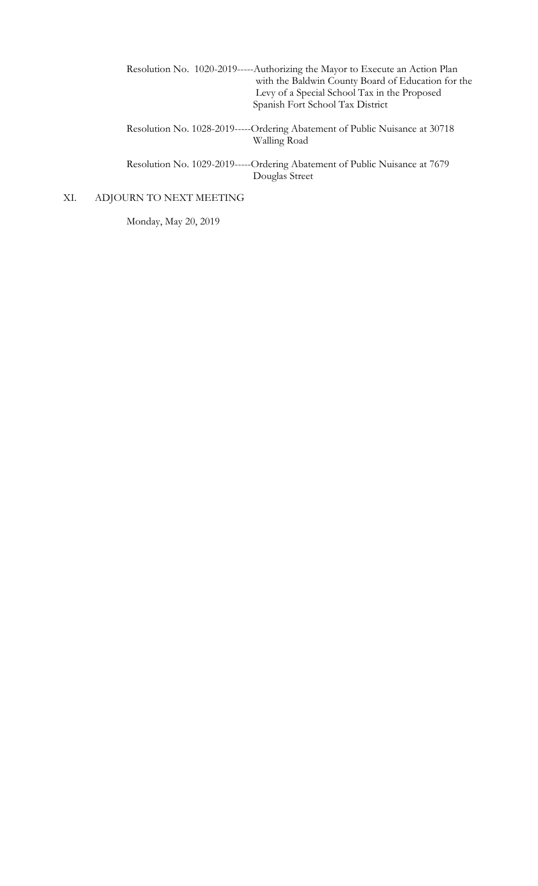Resolution No. 1020-2019-----Authorizing the Mayor to Execute an Action Plan with the Baldwin County Board of Education for the Levy of a Special School Tax in the Proposed Spanish Fort School Tax District

Resolution No. 1028-2019-----Ordering Abatement of Public Nuisance at 30718 Walling Road

Resolution No. 1029-2019-----Ordering Abatement of Public Nuisance at 7679 Douglas Street

XI. ADJOURN TO NEXT MEETING

Monday, May 20, 2019